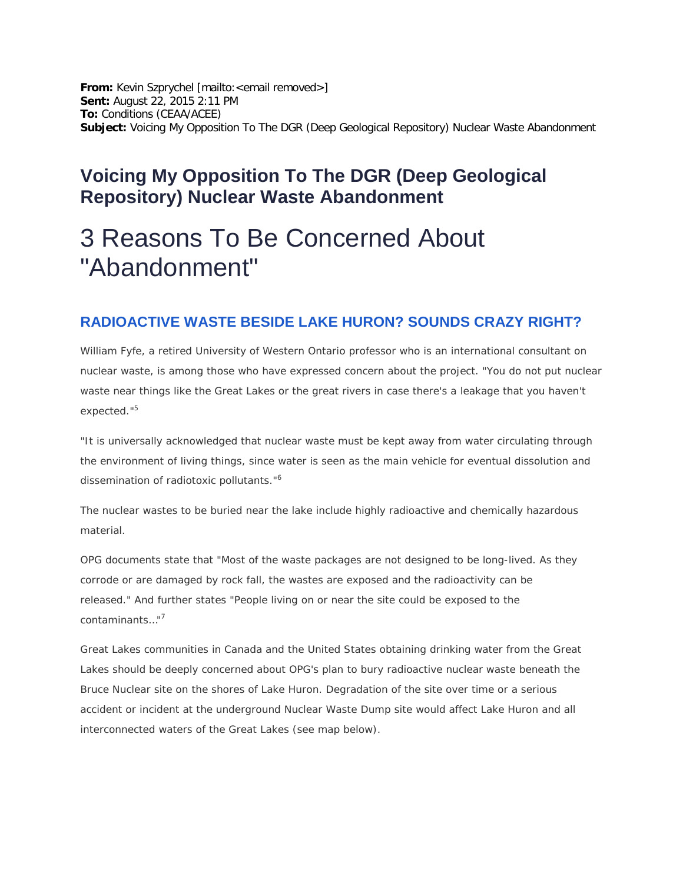**From:** Kevin Szprychel [mailto:<email removed>]
**Sent:** August 22, 2015 2:11 PM
**To:** Conditions (CEAA/ACEE)
**Subject:** Voicing My Opposition To The DGR (Deep Geological Repository) Nuclear Waste Abandonment

## Voicing My Opposition To The DGR (Deep Geological Repository) Nuclear Waste Abandonment

# 3 Reasons To Be Concerned About "Abandonment"

### RADIOACTIVE WASTE BESIDE LAKE HURON? SOUNDS CRAZY RIGHT?

William Fyfe, a retired University of Western Ontario professor who is an international consultant on nuclear waste, is among those who have expressed concern about the project. "You do not put nuclear waste near things like the Great Lakes or the great rivers in case there's a leakage that you haven't expected."[5]

"It is universally acknowledged that nuclear waste must be kept away from water circulating through the environment of living things, since water is seen as the main vehicle for eventual dissolution and dissemination of radiotoxic pollutants."[6]

The nuclear wastes to be buried near the lake include highly radioactive and chemically hazardous material.

OPG documents state that "Most of the waste packages are not designed to be long-lived. As they corrode or are damaged by rock fall, the wastes are exposed and the radioactivity can be released." And further states "People living on or near the site could be exposed to the contaminants..."[7]

Great Lakes communities in Canada and the United States obtaining drinking water from the Great Lakes should be deeply concerned about OPG's plan to bury radioactive nuclear waste beneath the Bruce Nuclear site on the shores of Lake Huron. Degradation of the site over time or a serious accident or incident at the underground Nuclear Waste Dump site would affect Lake Huron and all interconnected waters of the Great Lakes (see map below).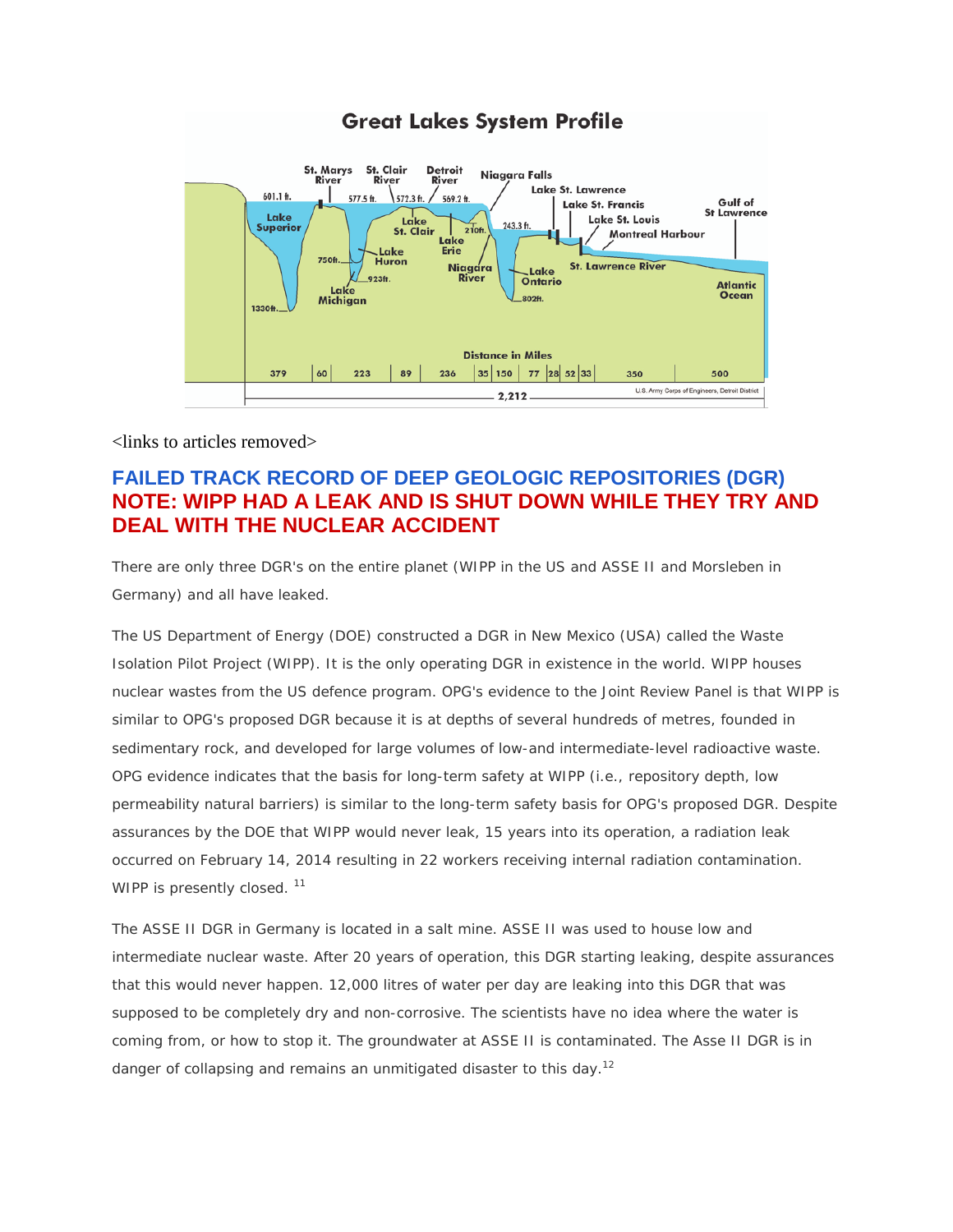## Great Lakes System Profile

<links to articles removed>

## FAILED TRACK RECORD OF DEEP GEOLOGIC REPOSITORIES (DGR)
## NOTE: WIPP HAD A LEAK AND IS SHUT DOWN WHILE THEY TRY AND DEAL WITH THE NUCLEAR ACCIDENT

There are only three DGR's on the entire planet (WIPP in the US and ASSE II and Morsleben in Germany) and all have leaked.

The US Department of Energy (DOE) constructed a DGR in New Mexico (USA) called the Waste Isolation Pilot Project (WIPP). It is the only operating DGR in existence in the world. WIPP houses nuclear wastes from the US defence program. OPG's evidence to the Joint Review Panel is that WIPP is similar to OPG's proposed DGR because it is at depths of several hundreds of metres, founded in sedimentary rock, and developed for large volumes of low-and intermediate-level radioactive waste. OPG evidence indicates that the basis for long-term safety at WIPP (i.e., repository depth, low permeability natural barriers) is similar to the long-term safety basis for OPG's proposed DGR. Despite assurances by the DOE that WIPP would never leak, 15 years into its operation, a radiation leak occurred on February 14, 2014 resulting in 22 workers receiving internal radiation contamination. WIPP is presently closed. [11]

The ASSE II DGR in Germany is located in a salt mine. ASSE II was used to house low and intermediate nuclear waste. After 20 years of operation, this DGR starting leaking, despite assurances that this would never happen. 12,000 litres of water per day are leaking into this DGR that was supposed to be completely dry and non-corrosive. The scientists have no idea where the water is coming from, or how to stop it. The groundwater at ASSE II is contaminated. The Asse II DGR is in danger of collapsing and remains an unmitigated disaster to this day.[12]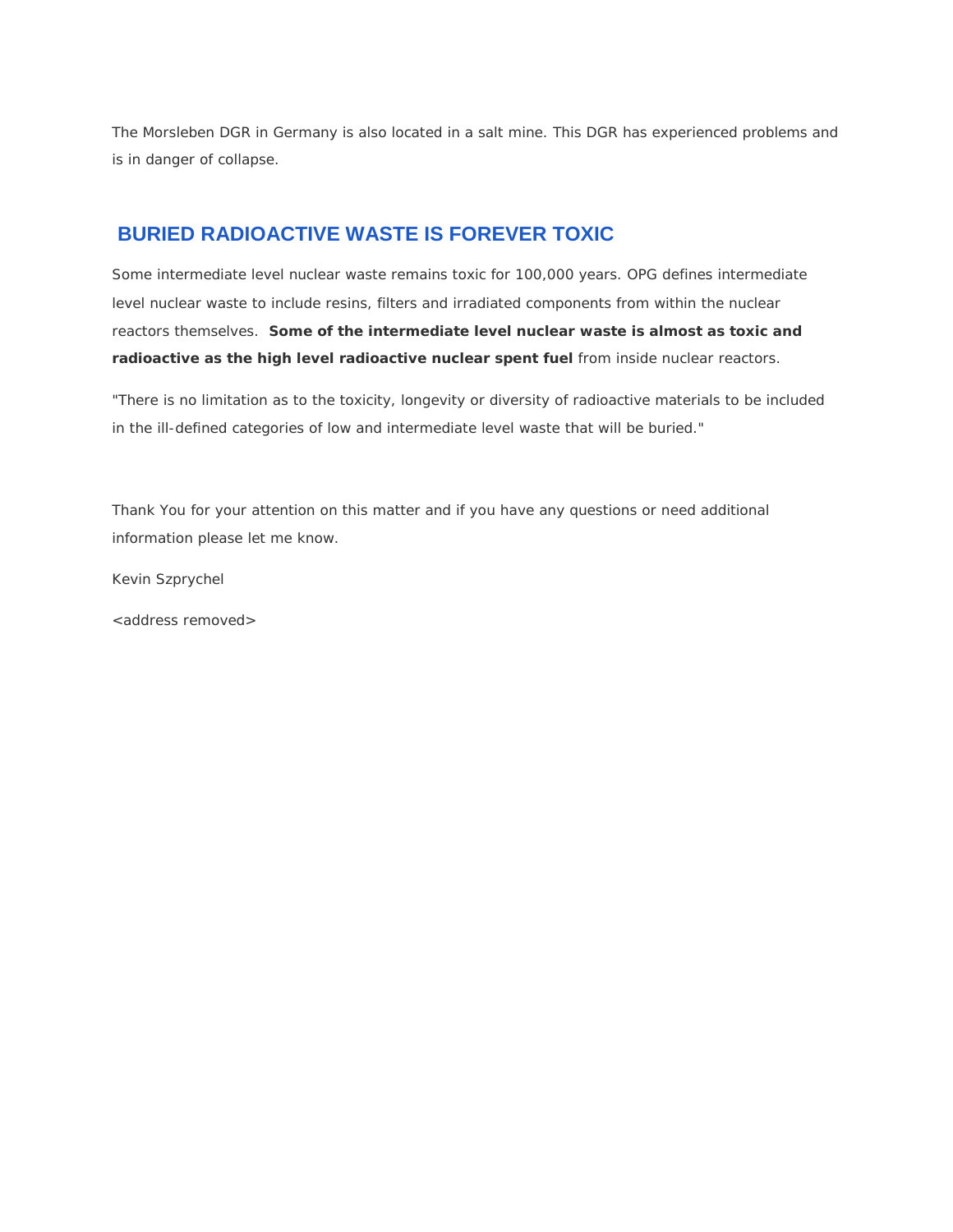The Morsleben DGR in Germany is also located in a salt mine. This DGR has experienced problems and is in danger of collapse.

## BURIED RADIOACTIVE WASTE IS FOREVER TOXIC

Some intermediate level nuclear waste remains toxic for 100,000 years. OPG defines intermediate level nuclear waste to include resins, filters and irradiated components from within the nuclear reactors themselves. **Some of the intermediate level nuclear waste is almost as toxic and radioactive as the high level radioactive nuclear spent fuel** from inside nuclear reactors.

"There is no limitation as to the toxicity, longevity or diversity of radioactive materials to be included in the ill-defined categories of low and intermediate level waste that will be buried."

Thank You for your attention on this matter and if you have any questions or need additional information please let me know.

Kevin Szprychel

<address removed>